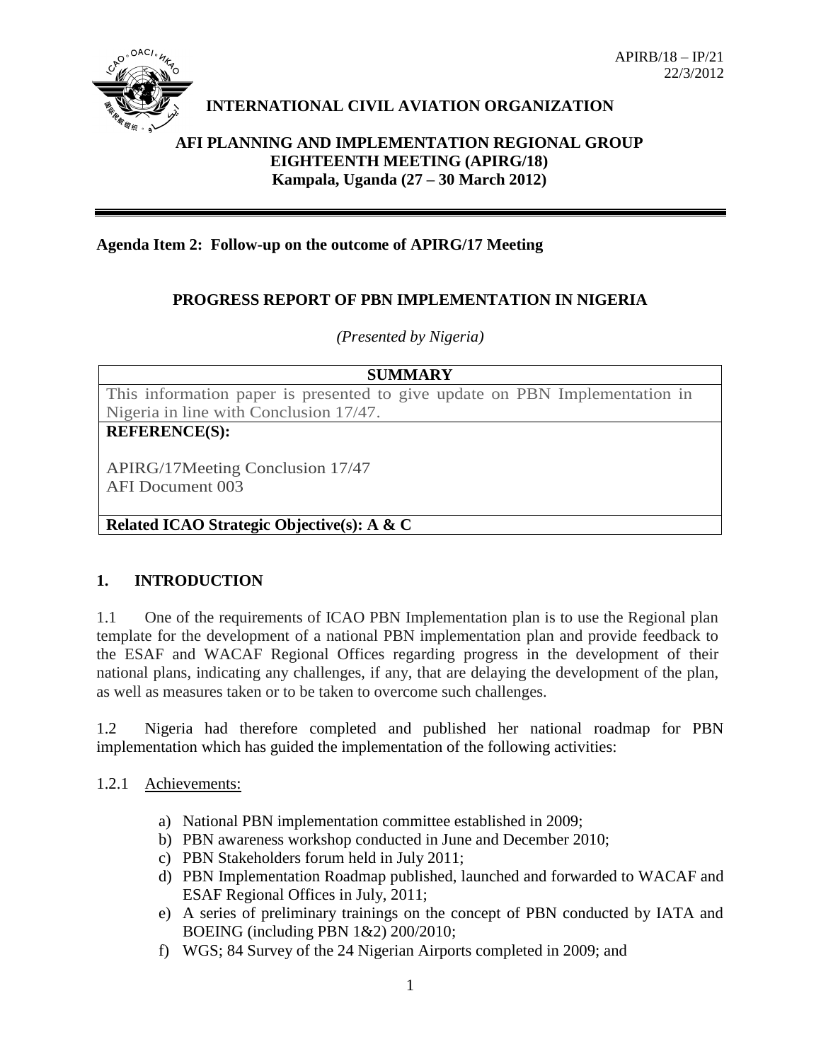APIRB/18 – IP/21
22/3/2012

**INTERNATIONAL CIVIL AVIATION ORGANIZATION**

**AFI PLANNING AND IMPLEMENTATION REGIONAL GROUP EIGHTEENTH MEETING (APIRG/18)**
**Kampala, Uganda (27 – 30 March 2012)**

---

**Agenda Item 2: Follow-up on the outcome of APIRG/17 Meeting**

## PROGRESS REPORT OF PBN IMPLEMENTATION IN NIGERIA

*(Presented by Nigeria)*

| **SUMMARY** |
|---|
| This information paper is presented to give update on PBN Implementation in Nigeria in line with Conclusion 17/47. |
| **REFERENCE(S):**<br><br>APIRG/17Meeting Conclusion 17/47<br>AFI Document 003 |
| **Related ICAO Strategic Objective(s): A & C** |

## 1. INTRODUCTION

1.1 One of the requirements of ICAO PBN Implementation plan is to use the Regional plan template for the development of a national PBN implementation plan and provide feedback to the ESAF and WACAF Regional Offices regarding progress in the development of their national plans, indicating any challenges, if any, that are delaying the development of the plan, as well as measures taken or to be taken to overcome such challenges.

1.2 Nigeria had therefore completed and published her national roadmap for PBN implementation which has guided the implementation of the following activities:

1.2.1 Achievements:

a) National PBN implementation committee established in 2009;
b) PBN awareness workshop conducted in June and December 2010;
c) PBN Stakeholders forum held in July 2011;
d) PBN Implementation Roadmap published, launched and forwarded to WACAF and ESAF Regional Offices in July, 2011;
e) A series of preliminary trainings on the concept of PBN conducted by IATA and BOEING (including PBN 1&2) 200/2010;
f) WGS; 84 Survey of the 24 Nigerian Airports completed in 2009; and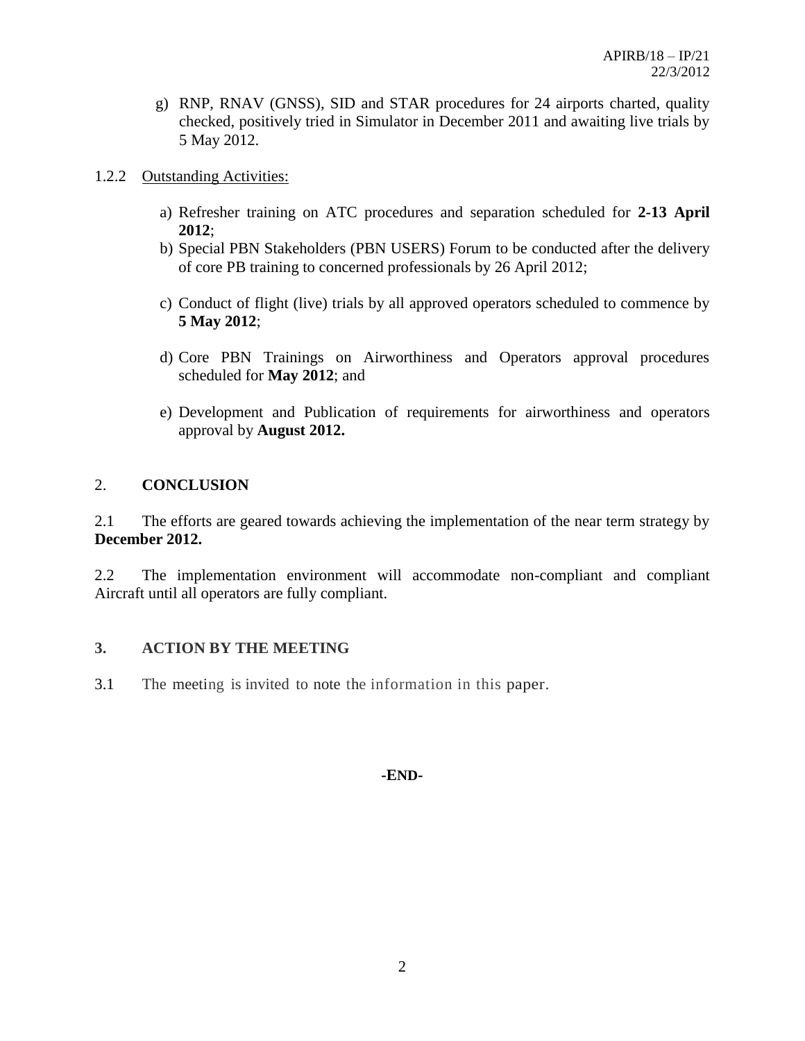g) RNP, RNAV (GNSS), SID and STAR procedures for 24 airports charted, quality checked, positively tried in Simulator in December 2011 and awaiting live trials by 5 May 2012.

1.2.2 Outstanding Activities:

a) Refresher training on ATC procedures and separation scheduled for **2-13 April 2012**;
b) Special PBN Stakeholders (PBN USERS) Forum to be conducted after the delivery of core PB training to concerned professionals by 26 April 2012;
c) Conduct of flight (live) trials by all approved operators scheduled to commence by **5 May 2012**;
d) Core PBN Trainings on Airworthiness and Operators approval procedures scheduled for **May 2012**; and
e) Development and Publication of requirements for airworthiness and operators approval by **August 2012.**

## 2. CONCLUSION

2.1 The efforts are geared towards achieving the implementation of the near term strategy by **December 2012.**

2.2 The implementation environment will accommodate non-compliant and compliant Aircraft until all operators are fully compliant.

## 3. ACTION BY THE MEETING

3.1 The meeting is invited to note the information in this paper.

**-END-**